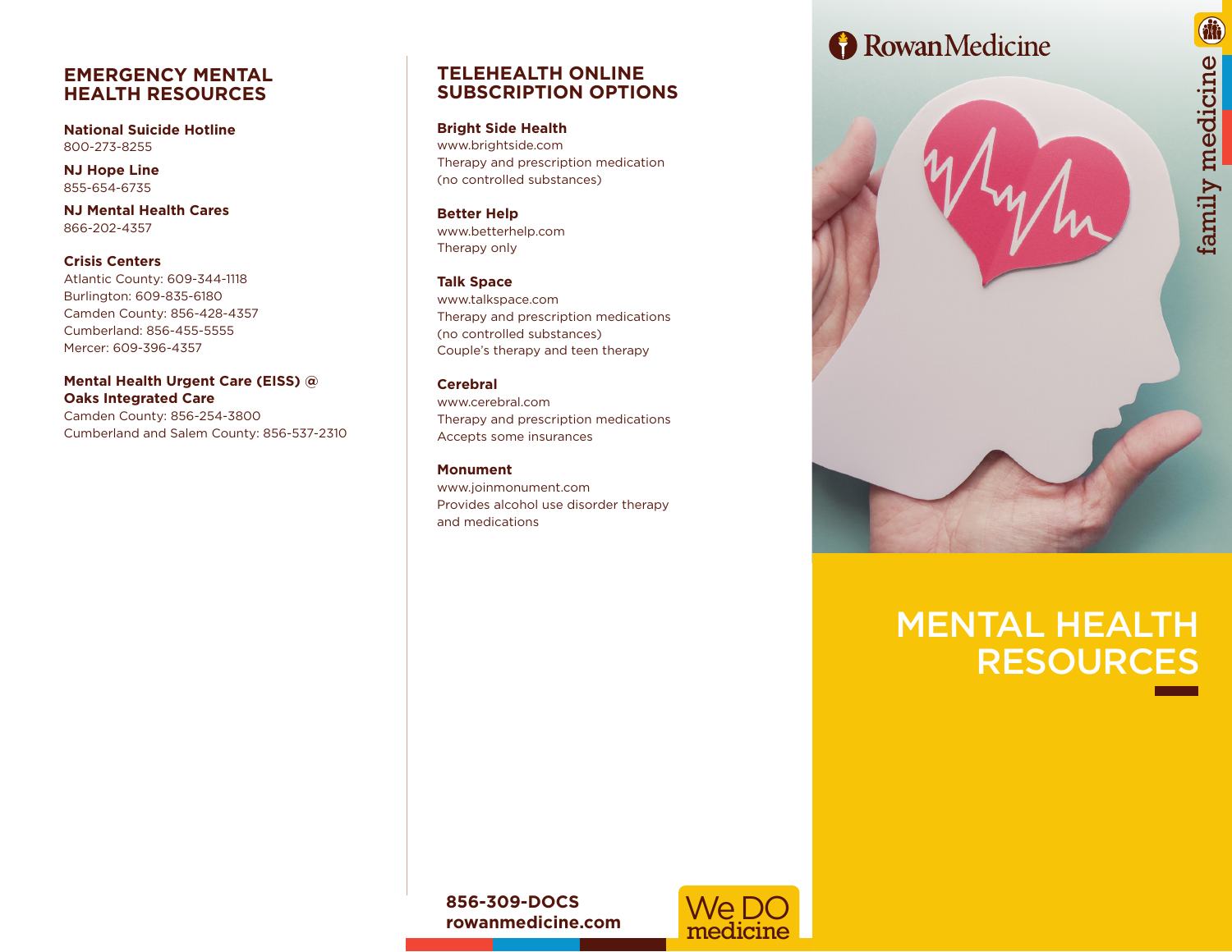## EMERGENCY MENTAL HEALTH RESOURCES

**National Suicide Hotline**
800-273-8255

**NJ Hope Line**
855-654-6735

**NJ Mental Health Cares**
866-202-4357

**Crisis Centers**
Atlantic County: 609-344-1118
Burlington: 609-835-6180
Camden County: 856-428-4357
Cumberland: 856-455-5555
Mercer: 609-396-4357

**Mental Health Urgent Care (EISS) @ Oaks Integrated Care**
Camden County: 856-254-3800
Cumberland and Salem County: 856-537-2310

## TELEHEALTH ONLINE SUBSCRIPTION OPTIONS

**Bright Side Health**
www.brightside.com
Therapy and prescription medication
(no controlled substances)

**Better Help**
www.betterhelp.com
Therapy only

**Talk Space**
www.talkspace.com
Therapy and prescription medications
(no controlled substances)
Couple's therapy and teen therapy

**Cerebral**
www.cerebral.com
Therapy and prescription medications
Accepts some insurances

**Monument**
www.joinmonument.com
Provides alcohol use disorder therapy and medications

**856-309-DOCS**
**rowanmedicine.com**

We DO medicine

RowanMedicine

family medicine

# MENTAL HEALTH RESOURCES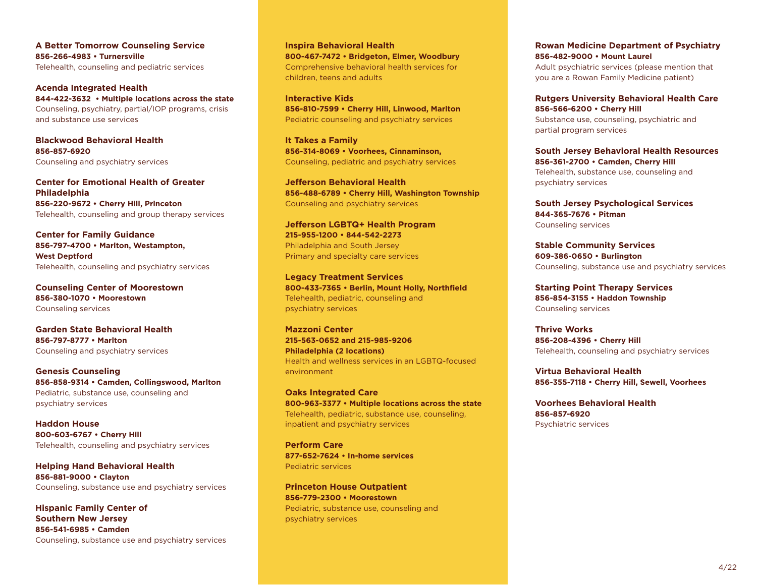**A Better Tomorrow Counseling Service**
**856-266-4983 • Turnersville**
Telehealth, counseling and pediatric services

**Acenda Integrated Health**
**844-422-3632 • Multiple locations across the state**
Counseling, psychiatry, partial/IOP programs, crisis and substance use services

**Blackwood Behavioral Health**
**856-857-6920**
Counseling and psychiatry services

**Center for Emotional Health of Greater Philadelphia**
**856-220-9672 • Cherry Hill, Princeton**
Telehealth, counseling and group therapy services

**Center for Family Guidance**
**856-797-4700 • Marlton, Westampton, West Deptford**
Telehealth, counseling and psychiatry services

**Counseling Center of Moorestown**
**856-380-1070 • Moorestown**
Counseling services

**Garden State Behavioral Health**
**856-797-8777 • Marlton**
Counseling and psychiatry services

**Genesis Counseling**
**856-858-9314 • Camden, Collingswood, Marlton**
Pediatric, substance use, counseling and psychiatry services

**Haddon House**
**800-603-6767 • Cherry Hill**
Telehealth, counseling and psychiatry services

**Helping Hand Behavioral Health**
**856-881-9000 • Clayton**
Counseling, substance use and psychiatry services

**Hispanic Family Center of Southern New Jersey**
**856-541-6985 • Camden**
Counseling, substance use and psychiatry services

**Inspira Behavioral Health**
**800-467-7472 • Bridgeton, Elmer, Woodbury**
Comprehensive behavioral health services for children, teens and adults

**Interactive Kids**
**856-810-7599 • Cherry Hill, Linwood, Marlton**
Pediatric counseling and psychiatry services

**It Takes a Family**
**856-314-8069 • Voorhees, Cinnaminson,**
Counseling, pediatric and psychiatry services

**Jefferson Behavioral Health**
**856-488-6789 • Cherry Hill, Washington Township**
Counseling and psychiatry services

**Jefferson LGBTQ+ Health Program**
**215-955-1200 • 844-542-2273**
Philadelphia and South Jersey
Primary and specialty care services

**Legacy Treatment Services**
**800-433-7365 • Berlin, Mount Holly, Northfield**
Telehealth, pediatric, counseling and psychiatry services

**Mazzoni Center**
**215-563-0652 and 215-985-9206**
**Philadelphia (2 locations)**
Health and wellness services in an LGBTQ-focused environment

**Oaks Integrated Care**
**800-963-3377 • Multiple locations across the state**
Telehealth, pediatric, substance use, counseling, inpatient and psychiatry services

**Perform Care**
**877-652-7624 • In-home services**
Pediatric services

**Princeton House Outpatient**
**856-779-2300 • Moorestown**
Pediatric, substance use, counseling and psychiatry services

**Rowan Medicine Department of Psychiatry**
**856-482-9000 • Mount Laurel**
Adult psychiatric services (please mention that you are a Rowan Family Medicine patient)

**Rutgers University Behavioral Health Care**
**856-566-6200 • Cherry Hill**
Substance use, counseling, psychiatric and partial program services

**South Jersey Behavioral Health Resources**
**856-361-2700 • Camden, Cherry Hill**
Telehealth, substance use, counseling and psychiatry services

**South Jersey Psychological Services**
**844-365-7676 • Pitman**
Counseling services

**Stable Community Services**
**609-386-0650 • Burlington**
Counseling, substance use and psychiatry services

**Starting Point Therapy Services**
**856-854-3155 • Haddon Township**
Counseling services

**Thrive Works**
**856-208-4396 • Cherry Hill**
Telehealth, counseling and psychiatry services

**Virtua Behavioral Health**
**856-355-7118 • Cherry Hill, Sewell, Voorhees**

**Voorhees Behavioral Health**
**856-857-6920**
Psychiatric services

4/22